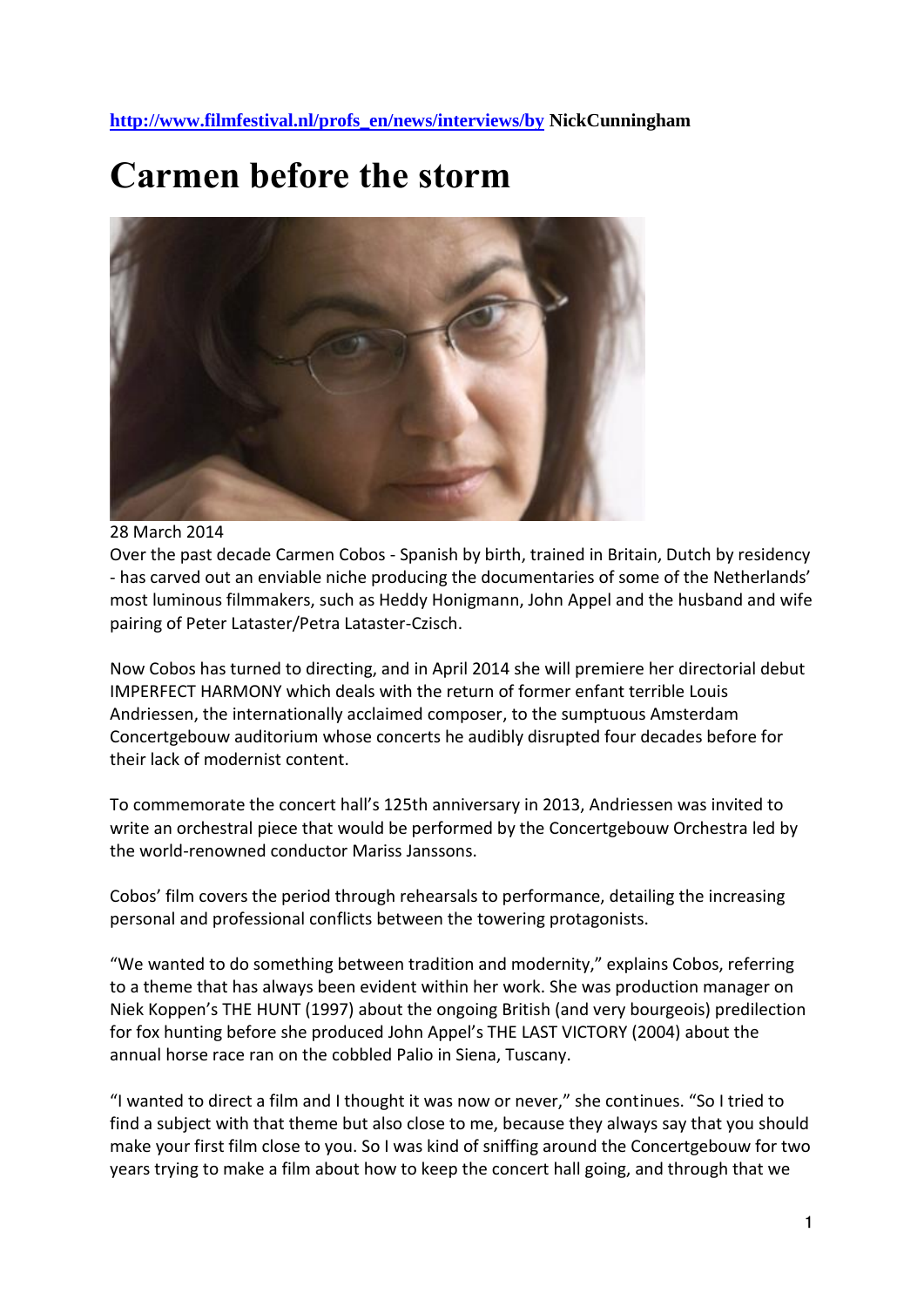**[http://www.filmfestival.nl/profs_en/news/interviews/by](http://www.filmfestival.nl/profs_en/news/interviews/by) NickCunningham**

# Carmen before the storm

28 March 2014

Over the past decade Carmen Cobos - Spanish by birth, trained in Britain, Dutch by residency - has carved out an enviable niche producing the documentaries of some of the Netherlands' most luminous filmmakers, such as Heddy Honigmann, John Appel and the husband and wife pairing of Peter Lataster/Petra Lataster-Czisch.

Now Cobos has turned to directing, and in April 2014 she will premiere her directorial debut IMPERFECT HARMONY which deals with the return of former enfant terrible Louis Andriessen, the internationally acclaimed composer, to the sumptuous Amsterdam Concertgebouw auditorium whose concerts he audibly disrupted four decades before for their lack of modernist content.

To commemorate the concert hall's 125th anniversary in 2013, Andriessen was invited to write an orchestral piece that would be performed by the Concertgebouw Orchestra led by the world-renowned conductor Mariss Janssons.

Cobos' film covers the period through rehearsals to performance, detailing the increasing personal and professional conflicts between the towering protagonists.

"We wanted to do something between tradition and modernity," explains Cobos, referring to a theme that has always been evident within her work. She was production manager on Niek Koppen's THE HUNT (1997) about the ongoing British (and very bourgeois) predilection for fox hunting before she produced John Appel's THE LAST VICTORY (2004) about the annual horse race ran on the cobbled Palio in Siena, Tuscany.

"I wanted to direct a film and I thought it was now or never," she continues. "So I tried to find a subject with that theme but also close to me, because they always say that you should make your first film close to you. So I was kind of sniffing around the Concertgebouw for two years trying to make a film about how to keep the concert hall going, and through that we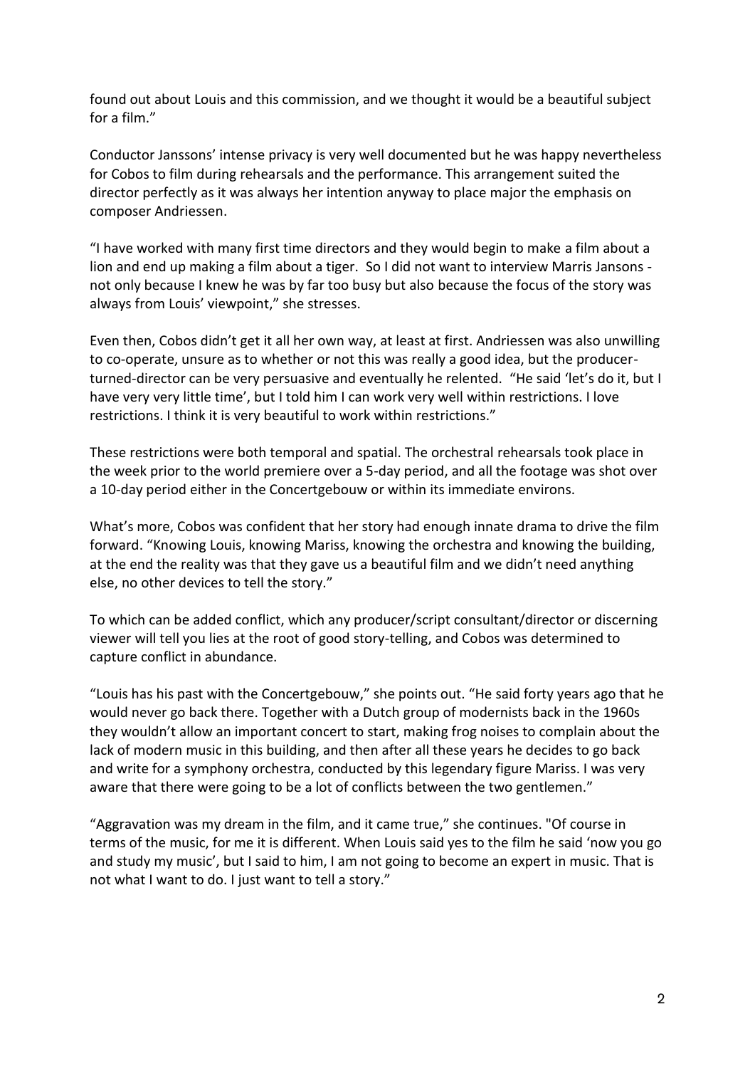found out about Louis and this commission, and we thought it would be a beautiful subject for a film."

Conductor Janssons' intense privacy is very well documented but he was happy nevertheless for Cobos to film during rehearsals and the performance. This arrangement suited the director perfectly as it was always her intention anyway to place major the emphasis on composer Andriessen.

"I have worked with many first time directors and they would begin to make a film about a lion and end up making a film about a tiger. So I did not want to interview Marris Jansons - not only because I knew he was by far too busy but also because the focus of the story was always from Louis' viewpoint," she stresses.

Even then, Cobos didn't get it all her own way, at least at first. Andriessen was also unwilling to co-operate, unsure as to whether or not this was really a good idea, but the producer-turned-director can be very persuasive and eventually he relented. "He said 'let's do it, but I have very very little time', but I told him I can work very well within restrictions. I love restrictions. I think it is very beautiful to work within restrictions."

These restrictions were both temporal and spatial. The orchestral rehearsals took place in the week prior to the world premiere over a 5-day period, and all the footage was shot over a 10-day period either in the Concertgebouw or within its immediate environs.

What's more, Cobos was confident that her story had enough innate drama to drive the film forward. "Knowing Louis, knowing Mariss, knowing the orchestra and knowing the building, at the end the reality was that they gave us a beautiful film and we didn't need anything else, no other devices to tell the story."

To which can be added conflict, which any producer/script consultant/director or discerning viewer will tell you lies at the root of good story-telling, and Cobos was determined to capture conflict in abundance.

"Louis has his past with the Concertgebouw," she points out. "He said forty years ago that he would never go back there. Together with a Dutch group of modernists back in the 1960s they wouldn't allow an important concert to start, making frog noises to complain about the lack of modern music in this building, and then after all these years he decides to go back and write for a symphony orchestra, conducted by this legendary figure Mariss. I was very aware that there were going to be a lot of conflicts between the two gentlemen."

"Aggravation was my dream in the film, and it came true," she continues. "Of course in terms of the music, for me it is different. When Louis said yes to the film he said 'now you go and study my music', but I said to him, I am not going to become an expert in music. That is not what I want to do. I just want to tell a story."